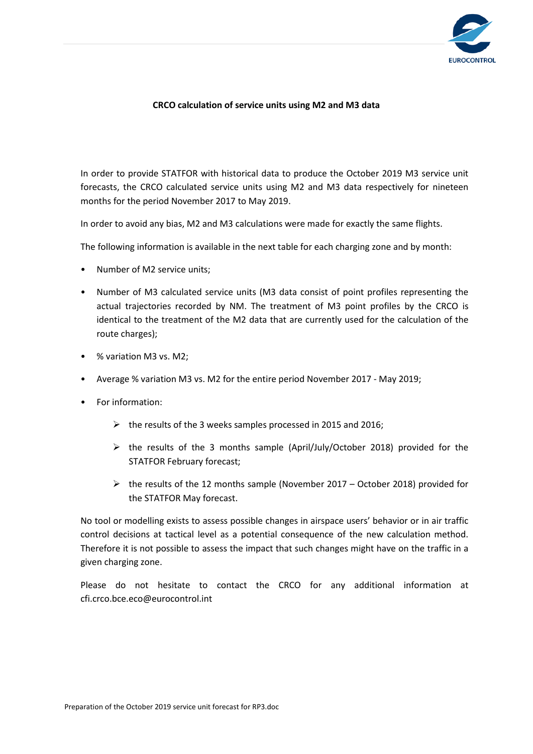**CRCO calculation of service units using M2 and M3 data**

In order to provide STATFOR with historical data to produce the October 2019 M3 service unit forecasts, the CRCO calculated service units using M2 and M3 data respectively for nineteen months for the period November 2017 to May 2019.

In order to avoid any bias, M2 and M3 calculations were made for exactly the same flights.

The following information is available in the next table for each charging zone and by month:

- Number of M2 service units;
- Number of M3 calculated service units (M3 data consist of point profiles representing the actual trajectories recorded by NM. The treatment of M3 point profiles by the CRCO is identical to the treatment of the M2 data that are currently used for the calculation of the route charges);
- % variation M3 vs. M2;
- Average % variation M3 vs. M2 for the entire period November 2017 - May 2019;
- For information:
  - the results of the 3 weeks samples processed in 2015 and 2016;
  - the results of the 3 months sample (April/July/October 2018) provided for the STATFOR February forecast;
  - the results of the 12 months sample (November 2017 – October 2018) provided for the STATFOR May forecast.

No tool or modelling exists to assess possible changes in airspace users' behavior or in air traffic control decisions at tactical level as a potential consequence of the new calculation method. Therefore it is not possible to assess the impact that such changes might have on the traffic in a given charging zone.

Please do not hesitate to contact the CRCO for any additional information at cfi.crco.bce.eco@eurocontrol.int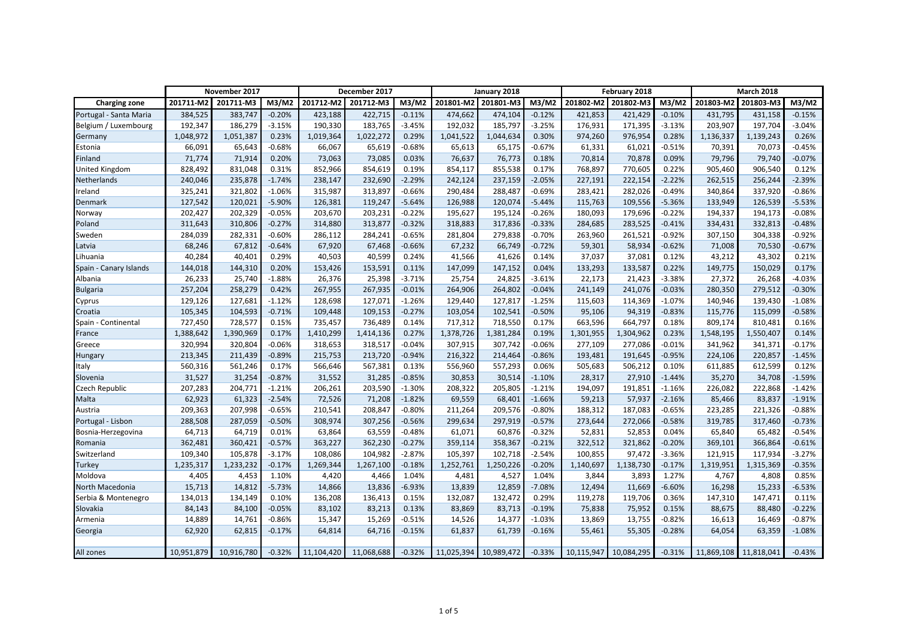| | November 2017 | | | December 2017 | | | January 2018 | | | February 2018 | | | March 2018 | | |
|---|---|---|---|---|---|---|---|---|---|---|---|---|---|---|---|
| **Charging zone** | **201711-M2** | **201711-M3** | **M3/M2** | **201712-M2** | **201712-M3** | **M3/M2** | **201801-M2** | **201801-M3** | **M3/M2** | **201802-M2** | **201802-M3** | **M3/M2** | **201803-M2** | **201803-M3** | **M3/M2** |
| Portugal - Santa Maria | 384,525 | 383,747 | -0.20% | 423,188 | 422,715 | -0.11% | 474,662 | 474,104 | -0.12% | 421,853 | 421,429 | -0.10% | 431,795 | 431,158 | -0.15% |
| Belgium / Luxembourg | 192,347 | 186,279 | -3.15% | 190,330 | 183,765 | -3.45% | 192,032 | 185,797 | -3.25% | 176,931 | 171,395 | -3.13% | 203,907 | 197,704 | -3.04% |
| Germany | 1,048,972 | 1,051,387 | 0.23% | 1,019,364 | 1,022,272 | 0.29% | 1,041,522 | 1,044,634 | 0.30% | 974,260 | 976,954 | 0.28% | 1,136,337 | 1,139,243 | 0.26% |
| Estonia | 66,091 | 65,643 | -0.68% | 66,067 | 65,619 | -0.68% | 65,613 | 65,175 | -0.67% | 61,331 | 61,021 | -0.51% | 70,391 | 70,073 | -0.45% |
| Finland | 71,774 | 71,914 | 0.20% | 73,063 | 73,085 | 0.03% | 76,637 | 76,773 | 0.18% | 70,814 | 70,878 | 0.09% | 79,796 | 79,740 | -0.07% |
| United Kingdom | 828,492 | 831,048 | 0.31% | 852,966 | 854,619 | 0.19% | 854,117 | 855,538 | 0.17% | 768,897 | 770,605 | 0.22% | 905,460 | 906,540 | 0.12% |
| Netherlands | 240,046 | 235,878 | -1.74% | 238,147 | 232,690 | -2.29% | 242,124 | 237,159 | -2.05% | 227,191 | 222,154 | -2.22% | 262,515 | 256,244 | -2.39% |
| Ireland | 325,241 | 321,802 | -1.06% | 315,987 | 313,897 | -0.66% | 290,484 | 288,487 | -0.69% | 283,421 | 282,026 | -0.49% | 340,864 | 337,920 | -0.86% |
| Denmark | 127,542 | 120,021 | -5.90% | 126,381 | 119,247 | -5.64% | 126,988 | 120,074 | -5.44% | 115,763 | 109,556 | -5.36% | 133,949 | 126,539 | -5.53% |
| Norway | 202,427 | 202,329 | -0.05% | 203,670 | 203,231 | -0.22% | 195,627 | 195,124 | -0.26% | 180,093 | 179,696 | -0.22% | 194,337 | 194,173 | -0.08% |
| Poland | 311,643 | 310,806 | -0.27% | 314,880 | 313,877 | -0.32% | 318,883 | 317,836 | -0.33% | 284,685 | 283,525 | -0.41% | 334,431 | 332,813 | -0.48% |
| Sweden | 284,039 | 282,331 | -0.60% | 286,112 | 284,241 | -0.65% | 281,804 | 279,838 | -0.70% | 263,960 | 261,521 | -0.92% | 307,150 | 304,338 | -0.92% |
| Latvia | 68,246 | 67,812 | -0.64% | 67,920 | 67,468 | -0.66% | 67,232 | 66,749 | -0.72% | 59,301 | 58,934 | -0.62% | 71,008 | 70,530 | -0.67% |
| Lihuania | 40,284 | 40,401 | 0.29% | 40,503 | 40,599 | 0.24% | 41,566 | 41,626 | 0.14% | 37,037 | 37,081 | 0.12% | 43,212 | 43,302 | 0.21% |
| Spain - Canary Islands | 144,018 | 144,310 | 0.20% | 153,426 | 153,591 | 0.11% | 147,099 | 147,152 | 0.04% | 133,293 | 133,587 | 0.22% | 149,775 | 150,029 | 0.17% |
| Albania | 26,233 | 25,740 | -1.88% | 26,376 | 25,398 | -3.71% | 25,754 | 24,825 | -3.61% | 22,173 | 21,423 | -3.38% | 27,372 | 26,268 | -4.03% |
| Bulgaria | 257,204 | 258,279 | 0.42% | 267,955 | 267,935 | -0.01% | 264,906 | 264,802 | -0.04% | 241,149 | 241,076 | -0.03% | 280,350 | 279,512 | -0.30% |
| Cyprus | 129,126 | 127,681 | -1.12% | 128,698 | 127,071 | -1.26% | 129,440 | 127,817 | -1.25% | 115,603 | 114,369 | -1.07% | 140,946 | 139,430 | -1.08% |
| Croatia | 105,345 | 104,593 | -0.71% | 109,448 | 109,153 | -0.27% | 103,054 | 102,541 | -0.50% | 95,106 | 94,319 | -0.83% | 115,776 | 115,099 | -0.58% |
| Spain - Continental | 727,450 | 728,577 | 0.15% | 735,457 | 736,489 | 0.14% | 717,312 | 718,550 | 0.17% | 663,596 | 664,797 | 0.18% | 809,174 | 810,481 | 0.16% |
| France | 1,388,642 | 1,390,969 | 0.17% | 1,410,299 | 1,414,136 | 0.27% | 1,378,726 | 1,381,284 | 0.19% | 1,301,955 | 1,304,962 | 0.23% | 1,548,195 | 1,550,407 | 0.14% |
| Greece | 320,994 | 320,804 | -0.06% | 318,653 | 318,517 | -0.04% | 307,915 | 307,742 | -0.06% | 277,109 | 277,086 | -0.01% | 341,962 | 341,371 | -0.17% |
| Hungary | 213,345 | 211,439 | -0.89% | 215,753 | 213,720 | -0.94% | 216,322 | 214,464 | -0.86% | 193,481 | 191,645 | -0.95% | 224,106 | 220,857 | -1.45% |
| Italy | 560,316 | 561,246 | 0.17% | 566,646 | 567,381 | 0.13% | 556,960 | 557,293 | 0.06% | 505,683 | 506,212 | 0.10% | 611,885 | 612,599 | 0.12% |
| Slovenia | 31,527 | 31,254 | -0.87% | 31,552 | 31,285 | -0.85% | 30,853 | 30,514 | -1.10% | 28,317 | 27,910 | -1.44% | 35,270 | 34,708 | -1.59% |
| Czech Republic | 207,283 | 204,771 | -1.21% | 206,261 | 203,590 | -1.30% | 208,322 | 205,805 | -1.21% | 194,097 | 191,851 | -1.16% | 226,082 | 222,868 | -1.42% |
| Malta | 62,923 | 61,323 | -2.54% | 72,526 | 71,208 | -1.82% | 69,559 | 68,401 | -1.66% | 59,213 | 57,937 | -2.16% | 85,466 | 83,837 | -1.91% |
| Austria | 209,363 | 207,998 | -0.65% | 210,541 | 208,847 | -0.80% | 211,264 | 209,576 | -0.80% | 188,312 | 187,083 | -0.65% | 223,285 | 221,326 | -0.88% |
| Portugal - Lisbon | 288,508 | 287,059 | -0.50% | 308,974 | 307,256 | -0.56% | 299,634 | 297,919 | -0.57% | 273,644 | 272,066 | -0.58% | 319,785 | 317,460 | -0.73% |
| Bosnia-Herzegovina | 64,713 | 64,719 | 0.01% | 63,864 | 63,559 | -0.48% | 61,071 | 60,876 | -0.32% | 52,831 | 52,853 | 0.04% | 65,840 | 65,482 | -0.54% |
| Romania | 362,481 | 360,421 | -0.57% | 363,227 | 362,230 | -0.27% | 359,114 | 358,367 | -0.21% | 322,512 | 321,862 | -0.20% | 369,101 | 366,864 | -0.61% |
| Switzerland | 109,340 | 105,878 | -3.17% | 108,086 | 104,982 | -2.87% | 105,397 | 102,718 | -2.54% | 100,855 | 97,472 | -3.36% | 121,915 | 117,934 | -3.27% |
| Turkey | 1,235,317 | 1,233,232 | -0.17% | 1,269,344 | 1,267,100 | -0.18% | 1,252,761 | 1,250,226 | -0.20% | 1,140,697 | 1,138,730 | -0.17% | 1,319,951 | 1,315,369 | -0.35% |
| Moldova | 4,405 | 4,453 | 1.10% | 4,420 | 4,466 | 1.04% | 4,481 | 4,527 | 1.04% | 3,844 | 3,893 | 1.27% | 4,767 | 4,808 | 0.85% |
| North Macedonia | 15,713 | 14,812 | -5.73% | 14,866 | 13,836 | -6.93% | 13,839 | 12,859 | -7.08% | 12,494 | 11,669 | -6.60% | 16,298 | 15,233 | -6.53% |
| Serbia & Montenegro | 134,013 | 134,149 | 0.10% | 136,208 | 136,413 | 0.15% | 132,087 | 132,472 | 0.29% | 119,278 | 119,706 | 0.36% | 147,310 | 147,471 | 0.11% |
| Slovakia | 84,143 | 84,100 | -0.05% | 83,102 | 83,213 | 0.13% | 83,869 | 83,713 | -0.19% | 75,838 | 75,952 | 0.15% | 88,675 | 88,480 | -0.22% |
| Armenia | 14,889 | 14,761 | -0.86% | 15,347 | 15,269 | -0.51% | 14,526 | 14,377 | -1.03% | 13,869 | 13,755 | -0.82% | 16,613 | 16,469 | -0.87% |
| Georgia | 62,920 | 62,815 | -0.17% | 64,814 | 64,716 | -0.15% | 61,837 | 61,739 | -0.16% | 55,461 | 55,305 | -0.28% | 64,054 | 63,359 | -1.08% |
| | | | | | | | | | | | | | | | |
| All zones | 10,951,879 | 10,916,780 | -0.32% | 11,104,420 | 11,068,688 | -0.32% | 11,025,394 | 10,989,472 | -0.33% | 10,115,947 | 10,084,295 | -0.31% | 11,869,108 | 11,818,041 | -0.43% |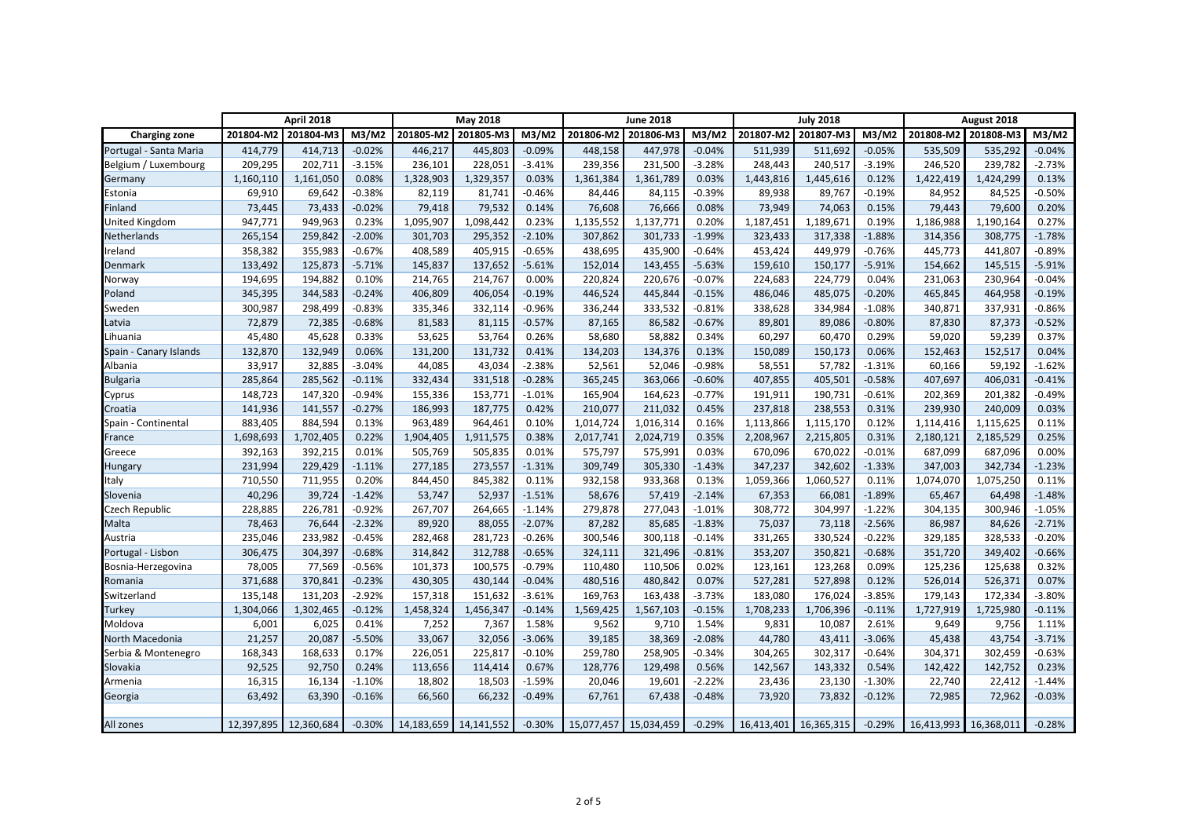| Charging zone | April 2018 | | | May 2018 | | | June 2018 | | | July 2018 | | | August 2018 | | |
|---|---|---|---|---|---|---|---|---|---|---|---|---|---|---|---|
| | 201804-M2 | 201804-M3 | M3/M2 | 201805-M2 | 201805-M3 | M3/M2 | 201806-M2 | 201806-M3 | M3/M2 | 201807-M2 | 201807-M3 | M3/M2 | 201808-M2 | 201808-M3 | M3/M2 |
| Portugal - Santa Maria | 414,779 | 414,713 | -0.02% | 446,217 | 445,803 | -0.09% | 448,158 | 447,978 | -0.04% | 511,939 | 511,692 | -0.05% | 535,509 | 535,292 | -0.04% |
| Belgium / Luxembourg | 209,295 | 202,711 | -3.15% | 236,101 | 228,051 | -3.41% | 239,356 | 231,500 | -3.28% | 248,443 | 240,517 | -3.19% | 246,520 | 239,782 | -2.73% |
| Germany | 1,160,110 | 1,161,050 | 0.08% | 1,328,903 | 1,329,357 | 0.03% | 1,361,384 | 1,361,789 | 0.03% | 1,443,816 | 1,445,616 | 0.12% | 1,422,419 | 1,424,299 | 0.13% |
| Estonia | 69,910 | 69,642 | -0.38% | 82,119 | 81,741 | -0.46% | 84,446 | 84,115 | -0.39% | 89,938 | 89,767 | -0.19% | 84,952 | 84,525 | -0.50% |
| Finland | 73,445 | 73,433 | -0.02% | 79,418 | 79,532 | 0.14% | 76,608 | 76,666 | 0.08% | 73,949 | 74,063 | 0.15% | 79,443 | 79,600 | 0.20% |
| United Kingdom | 947,771 | 949,963 | 0.23% | 1,095,907 | 1,098,442 | 0.23% | 1,135,552 | 1,137,771 | 0.20% | 1,187,451 | 1,189,671 | 0.19% | 1,186,988 | 1,190,164 | 0.27% |
| Netherlands | 265,154 | 259,842 | -2.00% | 301,703 | 295,352 | -2.10% | 307,862 | 301,733 | -1.99% | 323,433 | 317,338 | -1.88% | 314,356 | 308,775 | -1.78% |
| Ireland | 358,382 | 355,983 | -0.67% | 408,589 | 405,915 | -0.65% | 438,695 | 435,900 | -0.64% | 453,424 | 449,979 | -0.76% | 445,773 | 441,807 | -0.89% |
| Denmark | 133,492 | 125,873 | -5.71% | 145,837 | 137,652 | -5.61% | 152,014 | 143,455 | -5.63% | 159,610 | 150,177 | -5.91% | 154,662 | 145,515 | -5.91% |
| Norway | 194,695 | 194,882 | 0.10% | 214,765 | 214,767 | 0.00% | 220,824 | 220,676 | -0.07% | 224,683 | 224,779 | 0.04% | 231,063 | 230,964 | -0.04% |
| Poland | 345,395 | 344,583 | -0.24% | 406,809 | 406,054 | -0.19% | 446,524 | 445,844 | -0.15% | 486,046 | 485,075 | -0.20% | 465,845 | 464,958 | -0.19% |
| Sweden | 300,987 | 298,499 | -0.83% | 335,346 | 332,114 | -0.96% | 336,244 | 333,532 | -0.81% | 338,628 | 334,984 | -1.08% | 340,871 | 337,931 | -0.86% |
| Latvia | 72,879 | 72,385 | -0.68% | 81,583 | 81,115 | -0.57% | 87,165 | 86,582 | -0.67% | 89,801 | 89,086 | -0.80% | 87,830 | 87,373 | -0.52% |
| Lihuania | 45,480 | 45,628 | 0.33% | 53,625 | 53,764 | 0.26% | 58,680 | 58,882 | 0.34% | 60,297 | 60,470 | 0.29% | 59,020 | 59,239 | 0.37% |
| Spain - Canary Islands | 132,870 | 132,949 | 0.06% | 131,200 | 131,732 | 0.41% | 134,203 | 134,376 | 0.13% | 150,089 | 150,173 | 0.06% | 152,463 | 152,517 | 0.04% |
| Albania | 33,917 | 32,885 | -3.04% | 44,085 | 43,034 | -2.38% | 52,561 | 52,046 | -0.98% | 58,551 | 57,782 | -1.31% | 60,166 | 59,192 | -1.62% |
| Bulgaria | 285,864 | 285,562 | -0.11% | 332,434 | 331,518 | -0.28% | 365,245 | 363,066 | -0.60% | 407,855 | 405,501 | -0.58% | 407,697 | 406,031 | -0.41% |
| Cyprus | 148,723 | 147,320 | -0.94% | 155,336 | 153,771 | -1.01% | 165,904 | 164,623 | -0.77% | 191,911 | 190,731 | -0.61% | 202,369 | 201,382 | -0.49% |
| Croatia | 141,936 | 141,557 | -0.27% | 186,993 | 187,775 | 0.42% | 210,077 | 211,032 | 0.45% | 237,818 | 238,553 | 0.31% | 239,930 | 240,009 | 0.03% |
| Spain - Continental | 883,405 | 884,594 | 0.13% | 963,489 | 964,461 | 0.10% | 1,014,724 | 1,016,314 | 0.16% | 1,113,866 | 1,115,170 | 0.12% | 1,114,416 | 1,115,625 | 0.11% |
| France | 1,698,693 | 1,702,405 | 0.22% | 1,904,405 | 1,911,575 | 0.38% | 2,017,741 | 2,024,719 | 0.35% | 2,208,967 | 2,215,805 | 0.31% | 2,180,121 | 2,185,529 | 0.25% |
| Greece | 392,163 | 392,215 | 0.01% | 505,769 | 505,835 | 0.01% | 575,797 | 575,991 | 0.03% | 670,096 | 670,022 | -0.01% | 687,099 | 687,096 | 0.00% |
| Hungary | 231,994 | 229,429 | -1.11% | 277,185 | 273,557 | -1.31% | 309,749 | 305,330 | -1.43% | 347,237 | 342,602 | -1.33% | 347,003 | 342,734 | -1.23% |
| Italy | 710,550 | 711,955 | 0.20% | 844,450 | 845,382 | 0.11% | 932,158 | 933,368 | 0.13% | 1,059,366 | 1,060,527 | 0.11% | 1,074,070 | 1,075,250 | 0.11% |
| Slovenia | 40,296 | 39,724 | -1.42% | 53,747 | 52,937 | -1.51% | 58,676 | 57,419 | -2.14% | 67,353 | 66,081 | -1.89% | 65,467 | 64,498 | -1.48% |
| Czech Republic | 228,885 | 226,781 | -0.92% | 267,707 | 264,665 | -1.14% | 279,878 | 277,043 | -1.01% | 308,772 | 304,997 | -1.22% | 304,135 | 300,946 | -1.05% |
| Malta | 78,463 | 76,644 | -2.32% | 89,920 | 88,055 | -2.07% | 87,282 | 85,685 | -1.83% | 75,037 | 73,118 | -2.56% | 86,987 | 84,626 | -2.71% |
| Austria | 235,046 | 233,982 | -0.45% | 282,468 | 281,723 | -0.26% | 300,546 | 300,118 | -0.14% | 331,265 | 330,524 | -0.22% | 329,185 | 328,533 | -0.20% |
| Portugal - Lisbon | 306,475 | 304,397 | -0.68% | 314,842 | 312,788 | -0.65% | 324,111 | 321,496 | -0.81% | 353,207 | 350,821 | -0.68% | 351,720 | 349,402 | -0.66% |
| Bosnia-Herzegovina | 78,005 | 77,569 | -0.56% | 101,373 | 100,575 | -0.79% | 110,480 | 110,506 | 0.02% | 123,161 | 123,268 | 0.09% | 125,236 | 125,638 | 0.32% |
| Romania | 371,688 | 370,841 | -0.23% | 430,305 | 430,144 | -0.04% | 480,516 | 480,842 | 0.07% | 527,281 | 527,898 | 0.12% | 526,014 | 526,371 | 0.07% |
| Switzerland | 135,148 | 131,203 | -2.92% | 157,318 | 151,632 | -3.61% | 169,763 | 163,438 | -3.73% | 183,080 | 176,024 | -3.85% | 179,143 | 172,334 | -3.80% |
| Turkey | 1,304,066 | 1,302,465 | -0.12% | 1,458,324 | 1,456,347 | -0.14% | 1,569,425 | 1,567,103 | -0.15% | 1,708,233 | 1,706,396 | -0.11% | 1,727,919 | 1,725,980 | -0.11% |
| Moldova | 6,001 | 6,025 | 0.41% | 7,252 | 7,367 | 1.58% | 9,562 | 9,710 | 1.54% | 9,831 | 10,087 | 2.61% | 9,649 | 9,756 | 1.11% |
| North Macedonia | 21,257 | 20,087 | -5.50% | 33,067 | 32,056 | -3.06% | 39,185 | 38,369 | -2.08% | 44,780 | 43,411 | -3.06% | 45,438 | 43,754 | -3.71% |
| Serbia & Montenegro | 168,343 | 168,633 | 0.17% | 226,051 | 225,817 | -0.10% | 259,780 | 258,905 | -0.34% | 304,265 | 302,317 | -0.64% | 304,371 | 302,459 | -0.63% |
| Slovakia | 92,525 | 92,750 | 0.24% | 113,656 | 114,414 | 0.67% | 128,776 | 129,498 | 0.56% | 142,567 | 143,332 | 0.54% | 142,422 | 142,752 | 0.23% |
| Armenia | 16,315 | 16,134 | -1.10% | 18,802 | 18,503 | -1.59% | 20,046 | 19,601 | -2.22% | 23,436 | 23,130 | -1.30% | 22,740 | 22,412 | -1.44% |
| Georgia | 63,492 | 63,390 | -0.16% | 66,560 | 66,232 | -0.49% | 67,761 | 67,438 | -0.48% | 73,920 | 73,832 | -0.12% | 72,985 | 72,962 | -0.03% |
| | | | | | | | | | | | | | | | |
| All zones | 12,397,895 | 12,360,684 | -0.30% | 14,183,659 | 14,141,552 | -0.30% | 15,077,457 | 15,034,459 | -0.29% | 16,413,401 | 16,365,315 | -0.29% | 16,413,993 | 16,368,011 | -0.28% |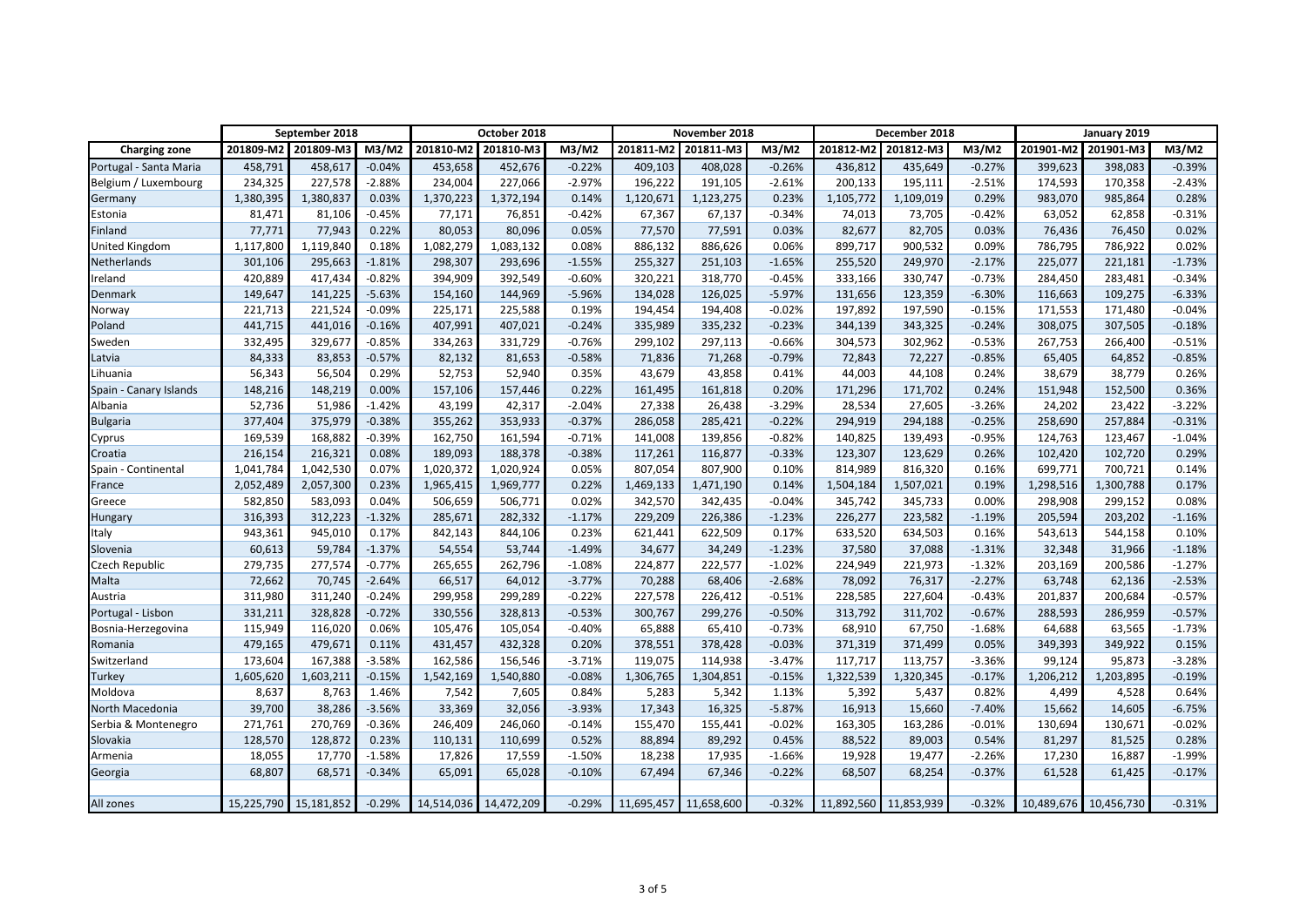| Charging zone | September 2018 | | | October 2018 | | | November 2018 | | | December 2018 | | | January 2019 | | |
|---|---|---|---|---|---|---|---|---|---|---|---|---|---|---|---|
| | 201809-M2 | 201809-M3 | M3/M2 | 201810-M2 | 201810-M3 | M3/M2 | 201811-M2 | 201811-M3 | M3/M2 | 201812-M2 | 201812-M3 | M3/M2 | 201901-M2 | 201901-M3 | M3/M2 |
| Portugal - Santa Maria | 458,791 | 458,617 | -0.04% | 453,658 | 452,676 | -0.22% | 409,103 | 408,028 | -0.26% | 436,812 | 435,649 | -0.27% | 399,623 | 398,083 | -0.39% |
| Belgium / Luxembourg | 234,325 | 227,578 | -2.88% | 234,004 | 227,066 | -2.97% | 196,222 | 191,105 | -2.61% | 200,133 | 195,111 | -2.51% | 174,593 | 170,358 | -2.43% |
| Germany | 1,380,395 | 1,380,837 | 0.03% | 1,370,223 | 1,372,194 | 0.14% | 1,120,671 | 1,123,275 | 0.23% | 1,105,772 | 1,109,019 | 0.29% | 983,070 | 985,864 | 0.28% |
| Estonia | 81,471 | 81,106 | -0.45% | 77,171 | 76,851 | -0.42% | 67,367 | 67,137 | -0.34% | 74,013 | 73,705 | -0.42% | 63,052 | 62,858 | -0.31% |
| Finland | 77,771 | 77,943 | 0.22% | 80,053 | 80,096 | 0.05% | 77,570 | 77,591 | 0.03% | 82,677 | 82,705 | 0.03% | 76,436 | 76,450 | 0.02% |
| United Kingdom | 1,117,800 | 1,119,840 | 0.18% | 1,082,279 | 1,083,132 | 0.08% | 886,132 | 886,626 | 0.06% | 899,717 | 900,532 | 0.09% | 786,795 | 786,922 | 0.02% |
| Netherlands | 301,106 | 295,663 | -1.81% | 298,307 | 293,696 | -1.55% | 255,327 | 251,103 | -1.65% | 255,520 | 249,970 | -2.17% | 225,077 | 221,181 | -1.73% |
| Ireland | 420,889 | 417,434 | -0.82% | 394,909 | 392,549 | -0.60% | 320,221 | 318,770 | -0.45% | 333,166 | 330,747 | -0.73% | 284,450 | 283,481 | -0.34% |
| Denmark | 149,647 | 141,225 | -5.63% | 154,160 | 144,969 | -5.96% | 134,028 | 126,025 | -5.97% | 131,656 | 123,359 | -6.30% | 116,663 | 109,275 | -6.33% |
| Norway | 221,713 | 221,524 | -0.09% | 225,171 | 225,588 | 0.19% | 194,454 | 194,408 | -0.02% | 197,892 | 197,590 | -0.15% | 171,553 | 171,480 | -0.04% |
| Poland | 441,715 | 441,016 | -0.16% | 407,991 | 407,021 | -0.24% | 335,989 | 335,232 | -0.23% | 344,139 | 343,325 | -0.24% | 308,075 | 307,505 | -0.18% |
| Sweden | 332,495 | 329,677 | -0.85% | 334,263 | 331,729 | -0.76% | 299,102 | 297,113 | -0.66% | 304,573 | 302,962 | -0.53% | 267,753 | 266,400 | -0.51% |
| Latvia | 84,333 | 83,853 | -0.57% | 82,132 | 81,653 | -0.58% | 71,836 | 71,268 | -0.79% | 72,843 | 72,227 | -0.85% | 65,405 | 64,852 | -0.85% |
| Lihuania | 56,343 | 56,504 | 0.29% | 52,753 | 52,940 | 0.35% | 43,679 | 43,858 | 0.41% | 44,003 | 44,108 | 0.24% | 38,679 | 38,779 | 0.26% |
| Spain - Canary Islands | 148,216 | 148,219 | 0.00% | 157,106 | 157,446 | 0.22% | 161,495 | 161,818 | 0.20% | 171,296 | 171,702 | 0.24% | 151,948 | 152,500 | 0.36% |
| Albania | 52,736 | 51,986 | -1.42% | 43,199 | 42,317 | -2.04% | 27,338 | 26,438 | -3.29% | 28,534 | 27,605 | -3.26% | 24,202 | 23,422 | -3.22% |
| Bulgaria | 377,404 | 375,979 | -0.38% | 355,262 | 353,933 | -0.37% | 286,058 | 285,421 | -0.22% | 294,919 | 294,188 | -0.25% | 258,690 | 257,884 | -0.31% |
| Cyprus | 169,539 | 168,882 | -0.39% | 162,750 | 161,594 | -0.71% | 141,008 | 139,856 | -0.82% | 140,825 | 139,493 | -0.95% | 124,763 | 123,467 | -1.04% |
| Croatia | 216,154 | 216,321 | 0.08% | 189,093 | 188,378 | -0.38% | 117,261 | 116,877 | -0.33% | 123,307 | 123,629 | 0.26% | 102,420 | 102,720 | 0.29% |
| Spain - Continental | 1,041,784 | 1,042,530 | 0.07% | 1,020,372 | 1,020,924 | 0.05% | 807,054 | 807,900 | 0.10% | 814,989 | 816,320 | 0.16% | 699,771 | 700,721 | 0.14% |
| France | 2,052,489 | 2,057,300 | 0.23% | 1,965,415 | 1,969,777 | 0.22% | 1,469,133 | 1,471,190 | 0.14% | 1,504,184 | 1,507,021 | 0.19% | 1,298,516 | 1,300,788 | 0.17% |
| Greece | 582,850 | 583,093 | 0.04% | 506,659 | 506,771 | 0.02% | 342,570 | 342,435 | -0.04% | 345,742 | 345,733 | 0.00% | 298,908 | 299,152 | 0.08% |
| Hungary | 316,393 | 312,223 | -1.32% | 285,671 | 282,332 | -1.17% | 229,209 | 226,386 | -1.23% | 226,277 | 223,582 | -1.19% | 205,594 | 203,202 | -1.16% |
| Italy | 943,361 | 945,010 | 0.17% | 842,143 | 844,106 | 0.23% | 621,441 | 622,509 | 0.17% | 633,520 | 634,503 | 0.16% | 543,613 | 544,158 | 0.10% |
| Slovenia | 60,613 | 59,784 | -1.37% | 54,554 | 53,744 | -1.49% | 34,677 | 34,249 | -1.23% | 37,580 | 37,088 | -1.31% | 32,348 | 31,966 | -1.18% |
| Czech Republic | 279,735 | 277,574 | -0.77% | 265,655 | 262,796 | -1.08% | 224,877 | 222,577 | -1.02% | 224,949 | 221,973 | -1.32% | 203,169 | 200,586 | -1.27% |
| Malta | 72,662 | 70,745 | -2.64% | 66,517 | 64,012 | -3.77% | 70,288 | 68,406 | -2.68% | 78,092 | 76,317 | -2.27% | 63,748 | 62,136 | -2.53% |
| Austria | 311,980 | 311,240 | -0.24% | 299,958 | 299,289 | -0.22% | 227,578 | 226,412 | -0.51% | 228,585 | 227,604 | -0.43% | 201,837 | 200,684 | -0.57% |
| Portugal - Lisbon | 331,211 | 328,828 | -0.72% | 330,556 | 328,813 | -0.53% | 300,767 | 299,276 | -0.50% | 313,792 | 311,702 | -0.67% | 288,593 | 286,959 | -0.57% |
| Bosnia-Herzegovina | 115,949 | 116,020 | 0.06% | 105,476 | 105,054 | -0.40% | 65,888 | 65,410 | -0.73% | 68,910 | 67,750 | -1.68% | 64,688 | 63,565 | -1.73% |
| Romania | 479,165 | 479,671 | 0.11% | 431,457 | 432,328 | 0.20% | 378,551 | 378,428 | -0.03% | 371,319 | 371,499 | 0.05% | 349,393 | 349,922 | 0.15% |
| Switzerland | 173,604 | 167,388 | -3.58% | 162,586 | 156,546 | -3.71% | 119,075 | 114,938 | -3.47% | 117,717 | 113,757 | -3.36% | 99,124 | 95,873 | -3.28% |
| Turkey | 1,605,620 | 1,603,211 | -0.15% | 1,542,169 | 1,540,880 | -0.08% | 1,306,765 | 1,304,851 | -0.15% | 1,322,539 | 1,320,345 | -0.17% | 1,206,212 | 1,203,895 | -0.19% |
| Moldova | 8,637 | 8,763 | 1.46% | 7,542 | 7,605 | 0.84% | 5,283 | 5,342 | 1.13% | 5,392 | 5,437 | 0.82% | 4,499 | 4,528 | 0.64% |
| North Macedonia | 39,700 | 38,286 | -3.56% | 33,369 | 32,056 | -3.93% | 17,343 | 16,325 | -5.87% | 16,913 | 15,660 | -7.40% | 15,662 | 14,605 | -6.75% |
| Serbia & Montenegro | 271,761 | 270,769 | -0.36% | 246,409 | 246,060 | -0.14% | 155,470 | 155,441 | -0.02% | 163,305 | 163,286 | -0.01% | 130,694 | 130,671 | -0.02% |
| Slovakia | 128,570 | 128,872 | 0.23% | 110,131 | 110,699 | 0.52% | 88,894 | 89,292 | 0.45% | 88,522 | 89,003 | 0.54% | 81,297 | 81,525 | 0.28% |
| Armenia | 18,055 | 17,770 | -1.58% | 17,826 | 17,559 | -1.50% | 18,238 | 17,935 | -1.66% | 19,928 | 19,477 | -2.26% | 17,230 | 16,887 | -1.99% |
| Georgia | 68,807 | 68,571 | -0.34% | 65,091 | 65,028 | -0.10% | 67,494 | 67,346 | -0.22% | 68,507 | 68,254 | -0.37% | 61,528 | 61,425 | -0.17% |
| | | | | | | | | | | | | | | | |
| All zones | 15,225,790 | 15,181,852 | -0.29% | 14,514,036 | 14,472,209 | -0.29% | 11,695,457 | 11,658,600 | -0.32% | 11,892,560 | 11,853,939 | -0.32% | 10,489,676 | 10,456,730 | -0.31% |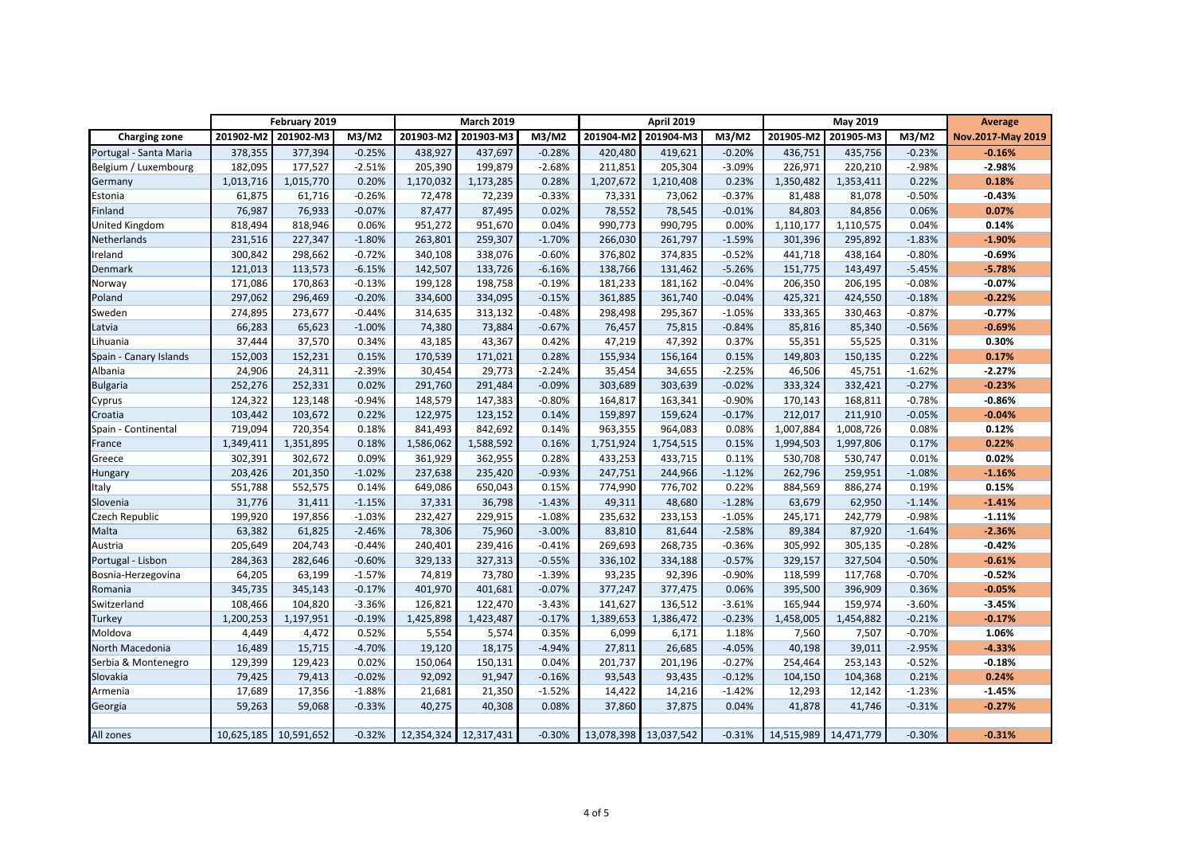| Charging zone | February 2019 | | | March 2019 | | | April 2019 | | | May 2019 | | | Average |
|---|---|---|---|---|---|---|---|---|---|---|---|---|---|
| | 201902-M2 | 201902-M3 | M3/M2 | 201903-M2 | 201903-M3 | M3/M2 | 201904-M2 | 201904-M3 | M3/M2 | 201905-M2 | 201905-M3 | M3/M2 | Nov.2017-May 2019 |
| Portugal - Santa Maria | 378,355 | 377,394 | -0.25% | 438,927 | 437,697 | -0.28% | 420,480 | 419,621 | -0.20% | 436,751 | 435,756 | -0.23% | **-0.16%** |
| Belgium / Luxembourg | 182,095 | 177,527 | -2.51% | 205,390 | 199,879 | -2.68% | 211,851 | 205,304 | -3.09% | 226,971 | 220,210 | -2.98% | **-2.98%** |
| Germany | 1,013,716 | 1,015,770 | 0.20% | 1,170,032 | 1,173,285 | 0.28% | 1,207,672 | 1,210,408 | 0.23% | 1,350,482 | 1,353,411 | 0.22% | **0.18%** |
| Estonia | 61,875 | 61,716 | -0.26% | 72,478 | 72,239 | -0.33% | 73,331 | 73,062 | -0.37% | 81,488 | 81,078 | -0.50% | **-0.43%** |
| Finland | 76,987 | 76,933 | -0.07% | 87,477 | 87,495 | 0.02% | 78,552 | 78,545 | -0.01% | 84,803 | 84,856 | 0.06% | **0.07%** |
| United Kingdom | 818,494 | 818,946 | 0.06% | 951,272 | 951,670 | 0.04% | 990,773 | 990,795 | 0.00% | 1,110,177 | 1,110,575 | 0.04% | **0.14%** |
| Netherlands | 231,516 | 227,347 | -1.80% | 263,801 | 259,307 | -1.70% | 266,030 | 261,797 | -1.59% | 301,396 | 295,892 | -1.83% | **-1.90%** |
| Ireland | 300,842 | 298,662 | -0.72% | 340,108 | 338,076 | -0.60% | 376,802 | 374,835 | -0.52% | 441,718 | 438,164 | -0.80% | **-0.69%** |
| Denmark | 121,013 | 113,573 | -6.15% | 142,507 | 133,726 | -6.16% | 138,766 | 131,462 | -5.26% | 151,775 | 143,497 | -5.45% | **-5.78%** |
| Norway | 171,086 | 170,863 | -0.13% | 199,128 | 198,758 | -0.19% | 181,233 | 181,162 | -0.04% | 206,350 | 206,195 | -0.08% | **-0.07%** |
| Poland | 297,062 | 296,469 | -0.20% | 334,600 | 334,095 | -0.15% | 361,885 | 361,740 | -0.04% | 425,321 | 424,550 | -0.18% | **-0.22%** |
| Sweden | 274,895 | 273,677 | -0.44% | 314,635 | 313,132 | -0.48% | 298,498 | 295,367 | -1.05% | 333,365 | 330,463 | -0.87% | **-0.77%** |
| Latvia | 66,283 | 65,623 | -1.00% | 74,380 | 73,884 | -0.67% | 76,457 | 75,815 | -0.84% | 85,816 | 85,340 | -0.56% | **-0.69%** |
| Lihuania | 37,444 | 37,570 | 0.34% | 43,185 | 43,367 | 0.42% | 47,219 | 47,392 | 0.37% | 55,351 | 55,525 | 0.31% | **0.30%** |
| Spain - Canary Islands | 152,003 | 152,231 | 0.15% | 170,539 | 171,021 | 0.28% | 155,934 | 156,164 | 0.15% | 149,803 | 150,135 | 0.22% | **0.17%** |
| Albania | 24,906 | 24,311 | -2.39% | 30,454 | 29,773 | -2.24% | 35,454 | 34,655 | -2.25% | 46,506 | 45,751 | -1.62% | **-2.27%** |
| Bulgaria | 252,276 | 252,331 | 0.02% | 291,760 | 291,484 | -0.09% | 303,689 | 303,639 | -0.02% | 333,324 | 332,421 | -0.27% | **-0.23%** |
| Cyprus | 124,322 | 123,148 | -0.94% | 148,579 | 147,383 | -0.80% | 164,817 | 163,341 | -0.90% | 170,143 | 168,811 | -0.78% | **-0.86%** |
| Croatia | 103,442 | 103,672 | 0.22% | 122,975 | 123,152 | 0.14% | 159,897 | 159,624 | -0.17% | 212,017 | 211,910 | -0.05% | **-0.04%** |
| Spain - Continental | 719,094 | 720,354 | 0.18% | 841,493 | 842,692 | 0.14% | 963,355 | 964,083 | 0.08% | 1,007,884 | 1,008,726 | 0.08% | **0.12%** |
| France | 1,349,411 | 1,351,895 | 0.18% | 1,586,062 | 1,588,592 | 0.16% | 1,751,924 | 1,754,515 | 0.15% | 1,994,503 | 1,997,806 | 0.17% | **0.22%** |
| Greece | 302,391 | 302,672 | 0.09% | 361,929 | 362,955 | 0.28% | 433,253 | 433,715 | 0.11% | 530,708 | 530,747 | 0.01% | **0.02%** |
| Hungary | 203,426 | 201,350 | -1.02% | 237,638 | 235,420 | -0.93% | 247,751 | 244,966 | -1.12% | 262,796 | 259,951 | -1.08% | **-1.16%** |
| Italy | 551,788 | 552,575 | 0.14% | 649,086 | 650,043 | 0.15% | 774,990 | 776,702 | 0.22% | 884,569 | 886,274 | 0.19% | **0.15%** |
| Slovenia | 31,776 | 31,411 | -1.15% | 37,331 | 36,798 | -1.43% | 49,311 | 48,680 | -1.28% | 63,679 | 62,950 | -1.14% | **-1.41%** |
| Czech Republic | 199,920 | 197,856 | -1.03% | 232,427 | 229,915 | -1.08% | 235,632 | 233,153 | -1.05% | 245,171 | 242,779 | -0.98% | **-1.11%** |
| Malta | 63,382 | 61,825 | -2.46% | 78,306 | 75,960 | -3.00% | 83,810 | 81,644 | -2.58% | 89,384 | 87,920 | -1.64% | **-2.36%** |
| Austria | 205,649 | 204,743 | -0.44% | 240,401 | 239,416 | -0.41% | 269,693 | 268,735 | -0.36% | 305,992 | 305,135 | -0.28% | **-0.42%** |
| Portugal - Lisbon | 284,363 | 282,646 | -0.60% | 329,133 | 327,313 | -0.55% | 336,102 | 334,188 | -0.57% | 329,157 | 327,504 | -0.50% | **-0.61%** |
| Bosnia-Herzegovina | 64,205 | 63,199 | -1.57% | 74,819 | 73,780 | -1.39% | 93,235 | 92,396 | -0.90% | 118,599 | 117,768 | -0.70% | **-0.52%** |
| Romania | 345,735 | 345,143 | -0.17% | 401,970 | 401,681 | -0.07% | 377,247 | 377,475 | 0.06% | 395,500 | 396,909 | 0.36% | **-0.05%** |
| Switzerland | 108,466 | 104,820 | -3.36% | 126,821 | 122,470 | -3.43% | 141,627 | 136,512 | -3.61% | 165,944 | 159,974 | -3.60% | **-3.45%** |
| Turkey | 1,200,253 | 1,197,951 | -0.19% | 1,425,898 | 1,423,487 | -0.17% | 1,389,653 | 1,386,472 | -0.23% | 1,458,005 | 1,454,882 | -0.21% | **-0.17%** |
| Moldova | 4,449 | 4,472 | 0.52% | 5,554 | 5,574 | 0.35% | 6,099 | 6,171 | 1.18% | 7,560 | 7,507 | -0.70% | **1.06%** |
| North Macedonia | 16,489 | 15,715 | -4.70% | 19,120 | 18,175 | -4.94% | 27,811 | 26,685 | -4.05% | 40,198 | 39,011 | -2.95% | **-4.33%** |
| Serbia & Montenegro | 129,399 | 129,423 | 0.02% | 150,064 | 150,131 | 0.04% | 201,737 | 201,196 | -0.27% | 254,464 | 253,143 | -0.52% | **-0.18%** |
| Slovakia | 79,425 | 79,413 | -0.02% | 92,092 | 91,947 | -0.16% | 93,543 | 93,435 | -0.12% | 104,150 | 104,368 | 0.21% | **0.24%** |
| Armenia | 17,689 | 17,356 | -1.88% | 21,681 | 21,350 | -1.52% | 14,422 | 14,216 | -1.42% | 12,293 | 12,142 | -1.23% | **-1.45%** |
| Georgia | 59,263 | 59,068 | -0.33% | 40,275 | 40,308 | 0.08% | 37,860 | 37,875 | 0.04% | 41,878 | 41,746 | -0.31% | **-0.27%** |
| | | | | | | | | | | | | | |
| All zones | 10,625,185 | 10,591,652 | -0.32% | 12,354,324 | 12,317,431 | -0.30% | 13,078,398 | 13,037,542 | -0.31% | 14,515,989 | 14,471,779 | -0.30% | **-0.31%** |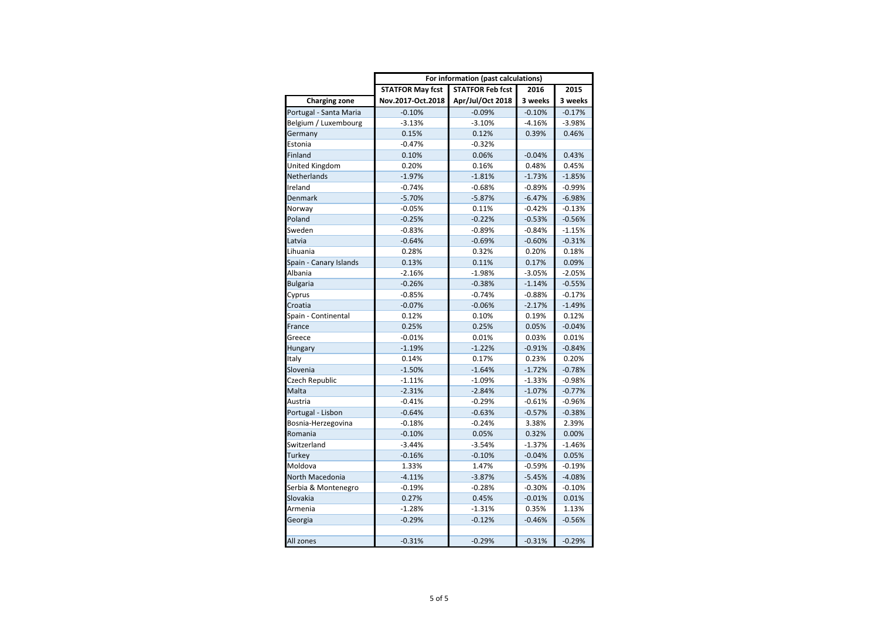| | For information (past calculations) | | | |
|---|---|---|---|---|
| | STATFOR May fcst | STATFOR Feb fcst | 2016 | 2015 |
| Charging zone | Nov.2017-Oct.2018 | Apr/Jul/Oct 2018 | 3 weeks | 3 weeks |
| Portugal - Santa Maria | -0.10% | -0.09% | -0.10% | -0.17% |
| Belgium / Luxembourg | -3.13% | -3.10% | -4.16% | -3.98% |
| Germany | 0.15% | 0.12% | 0.39% | 0.46% |
| Estonia | -0.47% | -0.32% | | |
| Finland | 0.10% | 0.06% | -0.04% | 0.43% |
| United Kingdom | 0.20% | 0.16% | 0.48% | 0.45% |
| Netherlands | -1.97% | -1.81% | -1.73% | -1.85% |
| Ireland | -0.74% | -0.68% | -0.89% | -0.99% |
| Denmark | -5.70% | -5.87% | -6.47% | -6.98% |
| Norway | -0.05% | 0.11% | -0.42% | -0.13% |
| Poland | -0.25% | -0.22% | -0.53% | -0.56% |
| Sweden | -0.83% | -0.89% | -0.84% | -1.15% |
| Latvia | -0.64% | -0.69% | -0.60% | -0.31% |
| Lihuania | 0.28% | 0.32% | 0.20% | 0.18% |
| Spain - Canary Islands | 0.13% | 0.11% | 0.17% | 0.09% |
| Albania | -2.16% | -1.98% | -3.05% | -2.05% |
| Bulgaria | -0.26% | -0.38% | -1.14% | -0.55% |
| Cyprus | -0.85% | -0.74% | -0.88% | -0.17% |
| Croatia | -0.07% | -0.06% | -2.17% | -1.49% |
| Spain - Continental | 0.12% | 0.10% | 0.19% | 0.12% |
| France | 0.25% | 0.25% | 0.05% | -0.04% |
| Greece | -0.01% | 0.01% | 0.03% | 0.01% |
| Hungary | -1.19% | -1.22% | -0.91% | -0.84% |
| Italy | 0.14% | 0.17% | 0.23% | 0.20% |
| Slovenia | -1.50% | -1.64% | -1.72% | -0.78% |
| Czech Republic | -1.11% | -1.09% | -1.33% | -0.98% |
| Malta | -2.31% | -2.84% | -1.07% | -0.77% |
| Austria | -0.41% | -0.29% | -0.61% | -0.96% |
| Portugal - Lisbon | -0.64% | -0.63% | -0.57% | -0.38% |
| Bosnia-Herzegovina | -0.18% | -0.24% | 3.38% | 2.39% |
| Romania | -0.10% | 0.05% | 0.32% | 0.00% |
| Switzerland | -3.44% | -3.54% | -1.37% | -1.46% |
| Turkey | -0.16% | -0.10% | -0.04% | 0.05% |
| Moldova | 1.33% | 1.47% | -0.59% | -0.19% |
| North Macedonia | -4.11% | -3.87% | -5.45% | -4.08% |
| Serbia & Montenegro | -0.19% | -0.28% | -0.30% | -0.10% |
| Slovakia | 0.27% | 0.45% | -0.01% | 0.01% |
| Armenia | -1.28% | -1.31% | 0.35% | 1.13% |
| Georgia | -0.29% | -0.12% | -0.46% | -0.56% |
| | | | | |
| All zones | -0.31% | -0.29% | -0.31% | -0.29% |